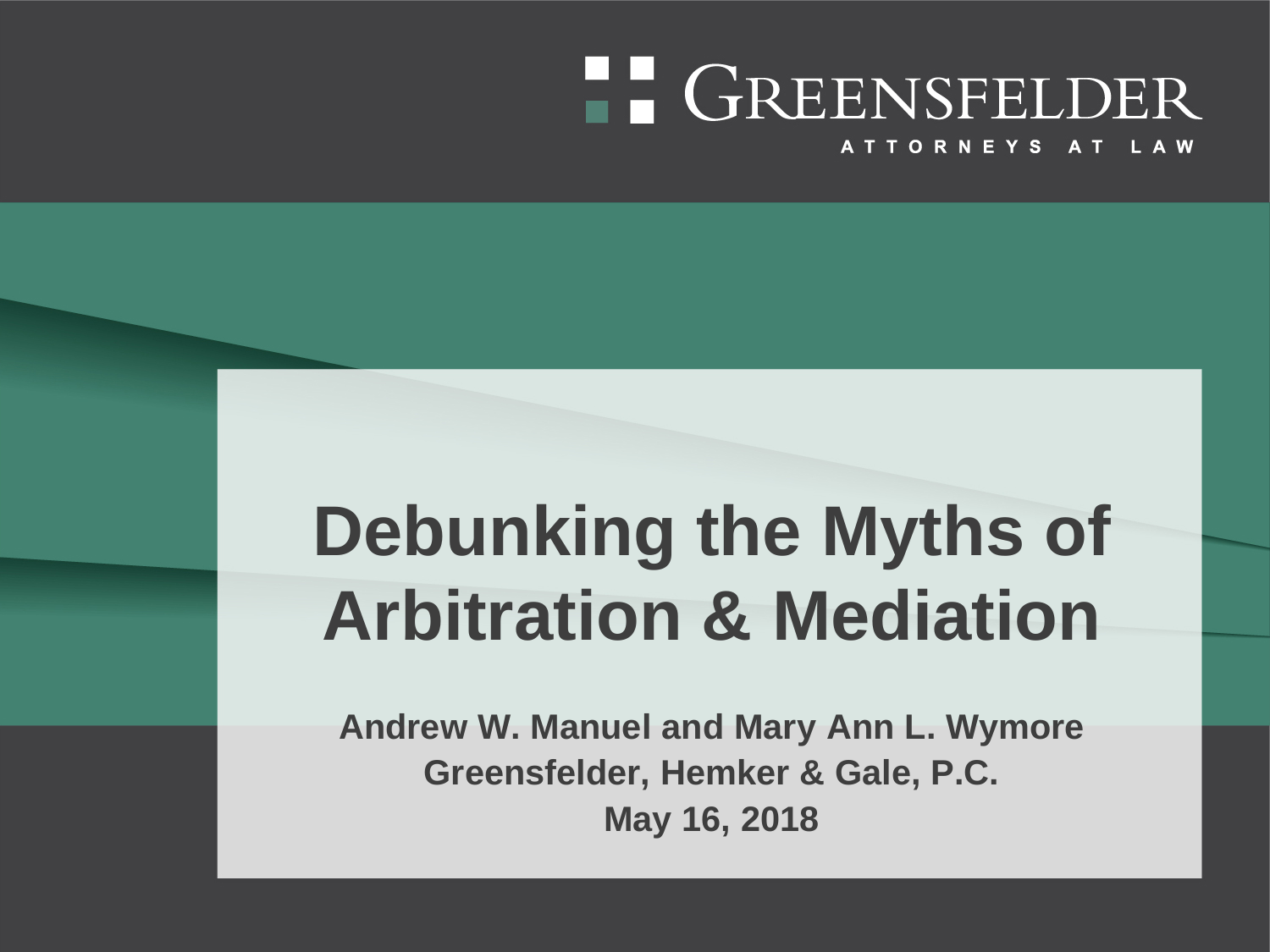GREENSFELDER

ATTORNEYS AT LAW

# Debunking the Myths of Arbitration & Mediation

**Andrew W. Manuel and Mary Ann L. Wymore**

**Greensfelder, Hemker & Gale, P.C.**

**May 16, 2018**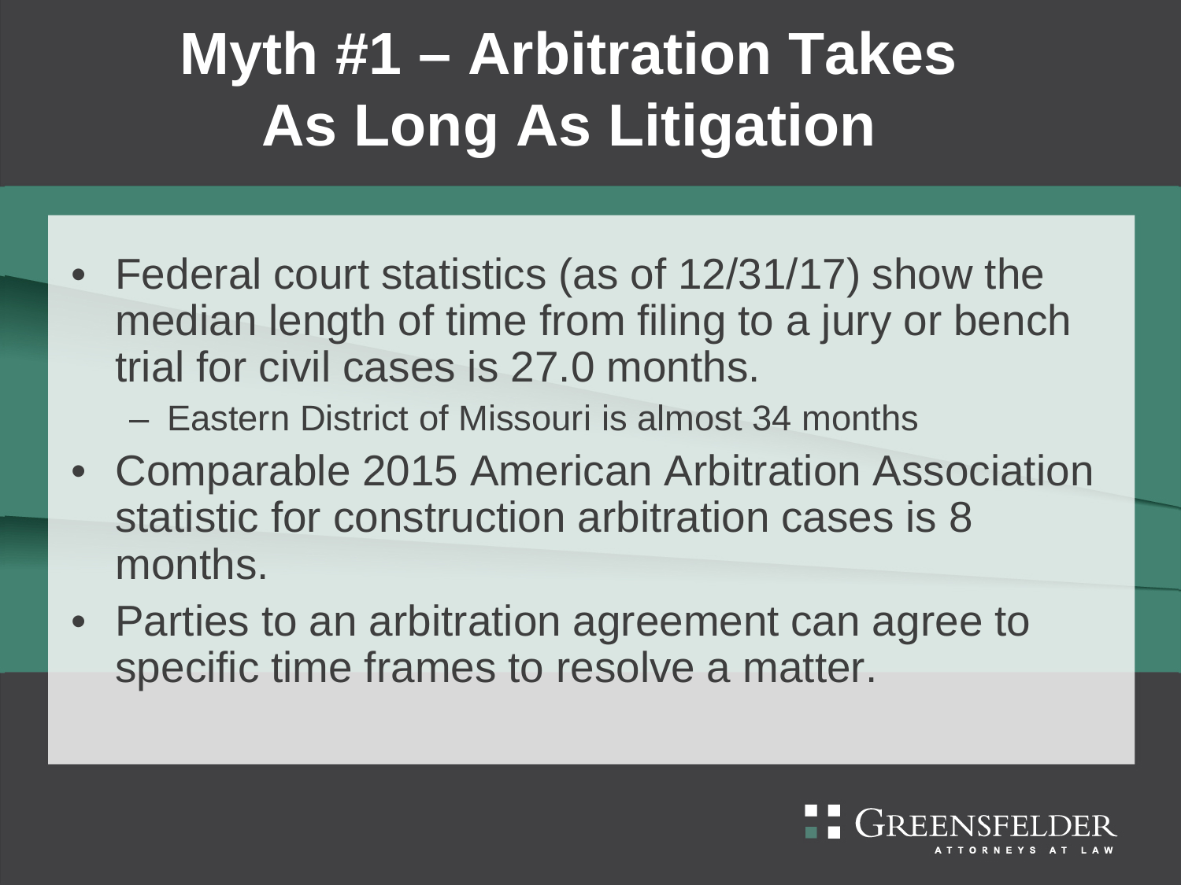# Myth #1 – Arbitration Takes As Long As Litigation

- Federal court statistics (as of 12/31/17) show the median length of time from filing to a jury or bench trial for civil cases is 27.0 months.
  - Eastern District of Missouri is almost 34 months
- Comparable 2015 American Arbitration Association statistic for construction arbitration cases is 8 months.
- Parties to an arbitration agreement can agree to specific time frames to resolve a matter.

GREENSFELDER
ATTORNEYS AT LAW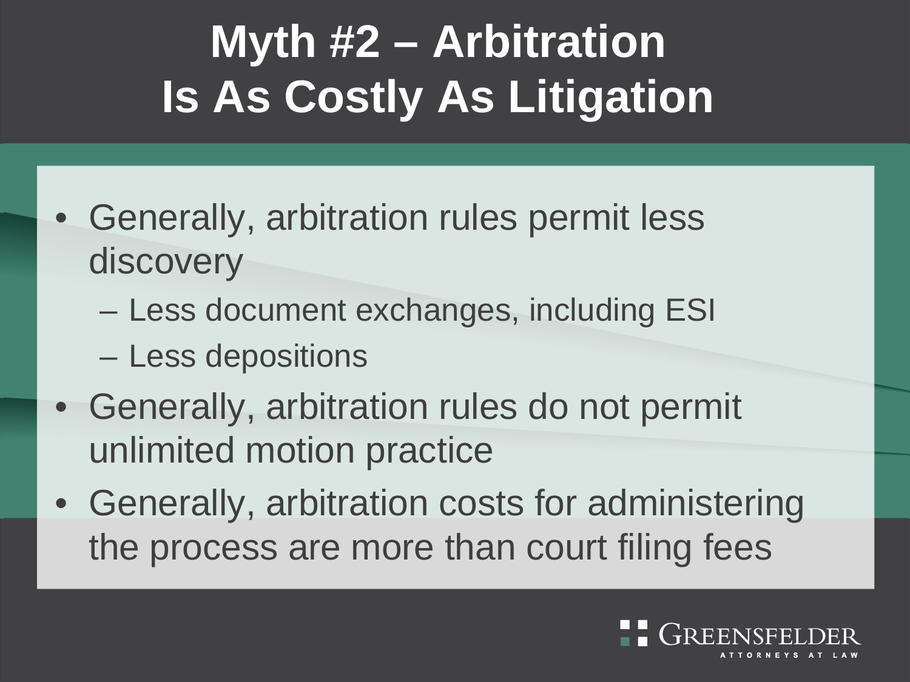# Myth #2 – Arbitration Is As Costly As Litigation

- Generally, arbitration rules permit less discovery
  - Less document exchanges, including ESI
  - Less depositions
- Generally, arbitration rules do not permit unlimited motion practice
- Generally, arbitration costs for administering the process are more than court filing fees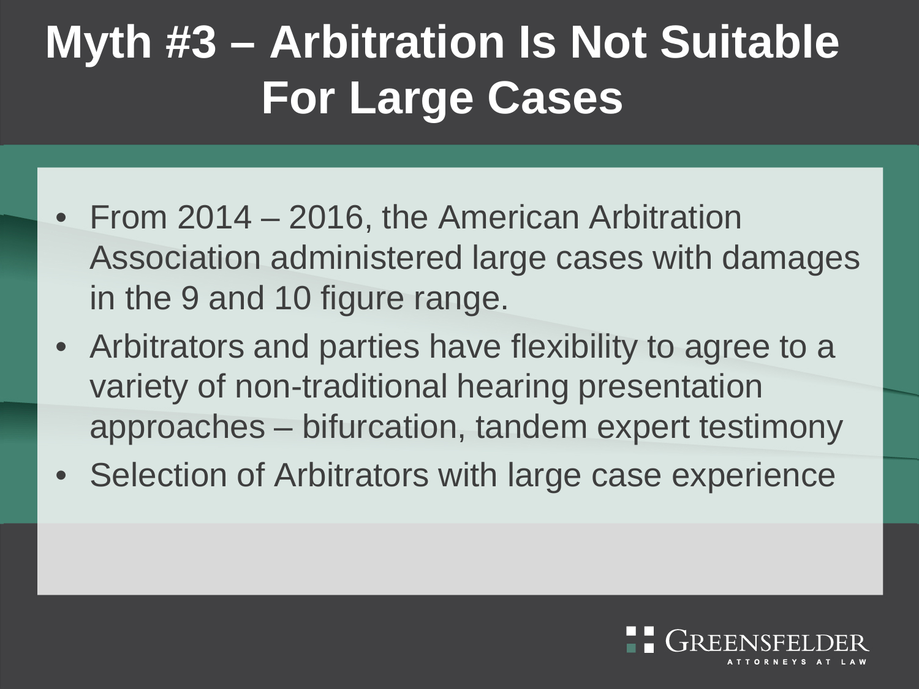# Myth #3 – Arbitration Is Not Suitable For Large Cases

- From 2014 – 2016, the American Arbitration Association administered large cases with damages in the 9 and 10 figure range.
- Arbitrators and parties have flexibility to agree to a variety of non-traditional hearing presentation approaches – bifurcation, tandem expert testimony
- Selection of Arbitrators with large case experience

GREENSFELDER ATTORNEYS AT LAW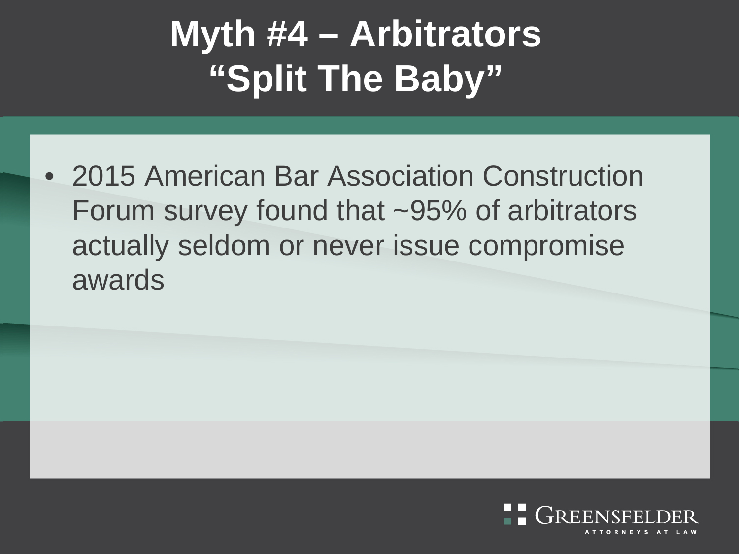# Myth #4 – Arbitrators "Split The Baby"

- 2015 American Bar Association Construction Forum survey found that ~95% of arbitrators actually seldom or never issue compromise awards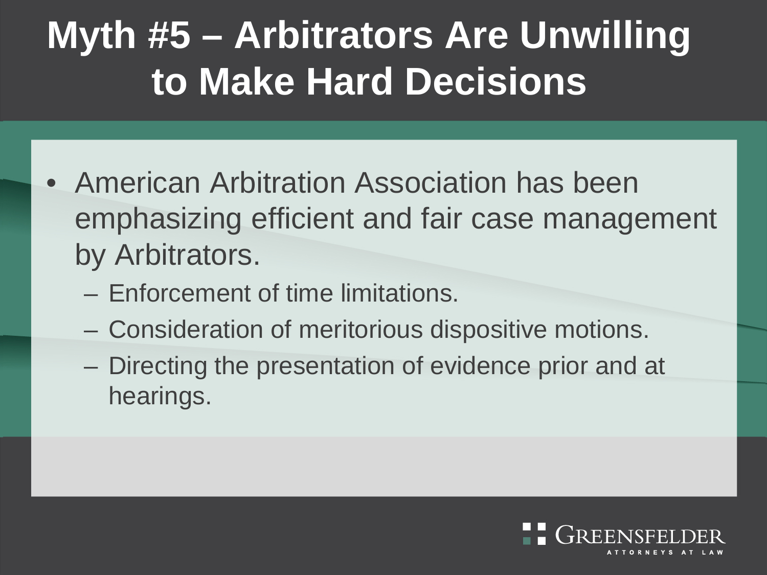# Myth #5 – Arbitrators Are Unwilling to Make Hard Decisions

- American Arbitration Association has been emphasizing efficient and fair case management by Arbitrators.
  - Enforcement of time limitations.
  - Consideration of meritorious dispositive motions.
  - Directing the presentation of evidence prior and at hearings.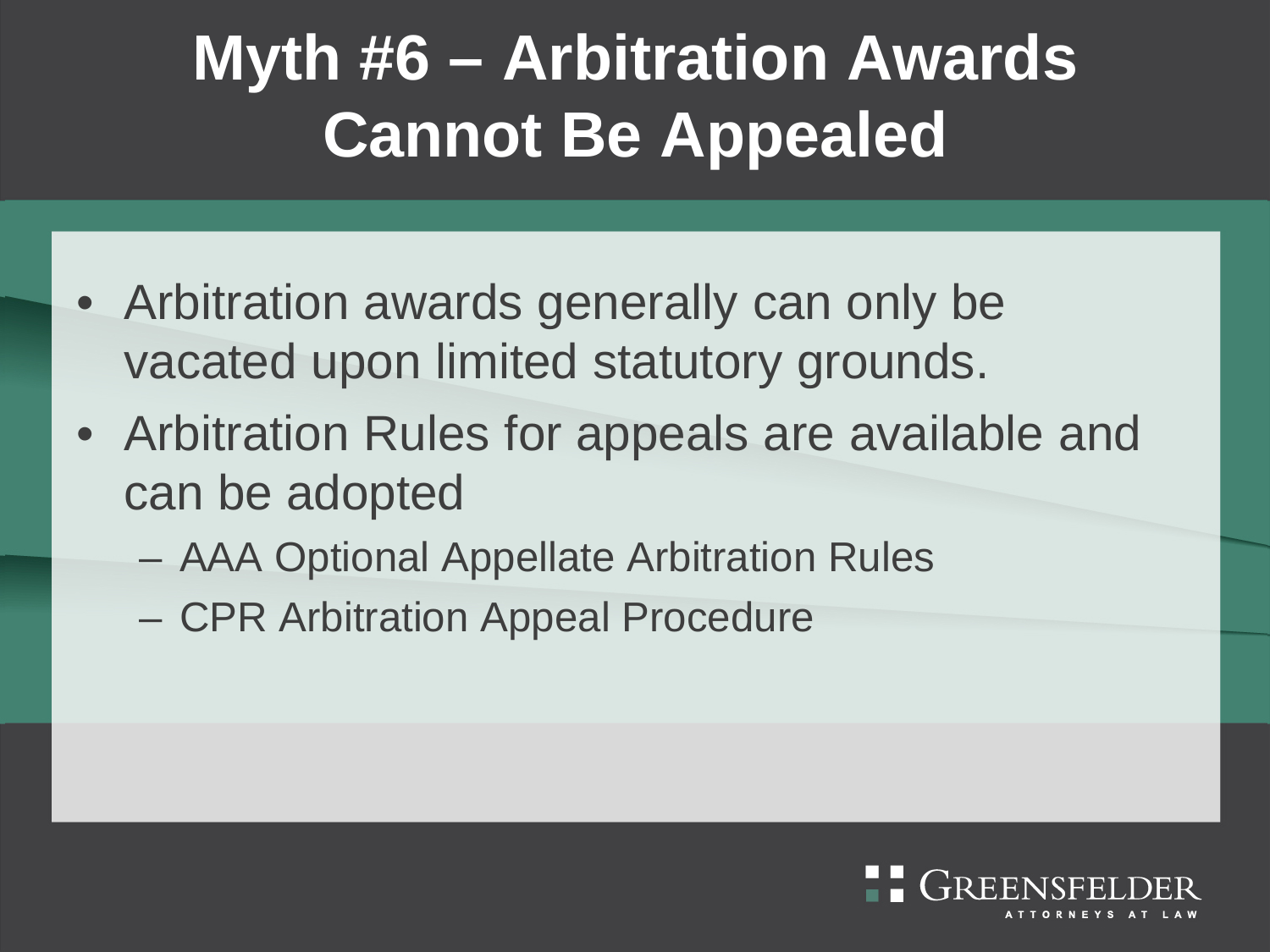# Myth #6 – Arbitration Awards Cannot Be Appealed

- Arbitration awards generally can only be vacated upon limited statutory grounds.
- Arbitration Rules for appeals are available and can be adopted
  - AAA Optional Appellate Arbitration Rules
  - CPR Arbitration Appeal Procedure

GREENSFELDER ATTORNEYS AT LAW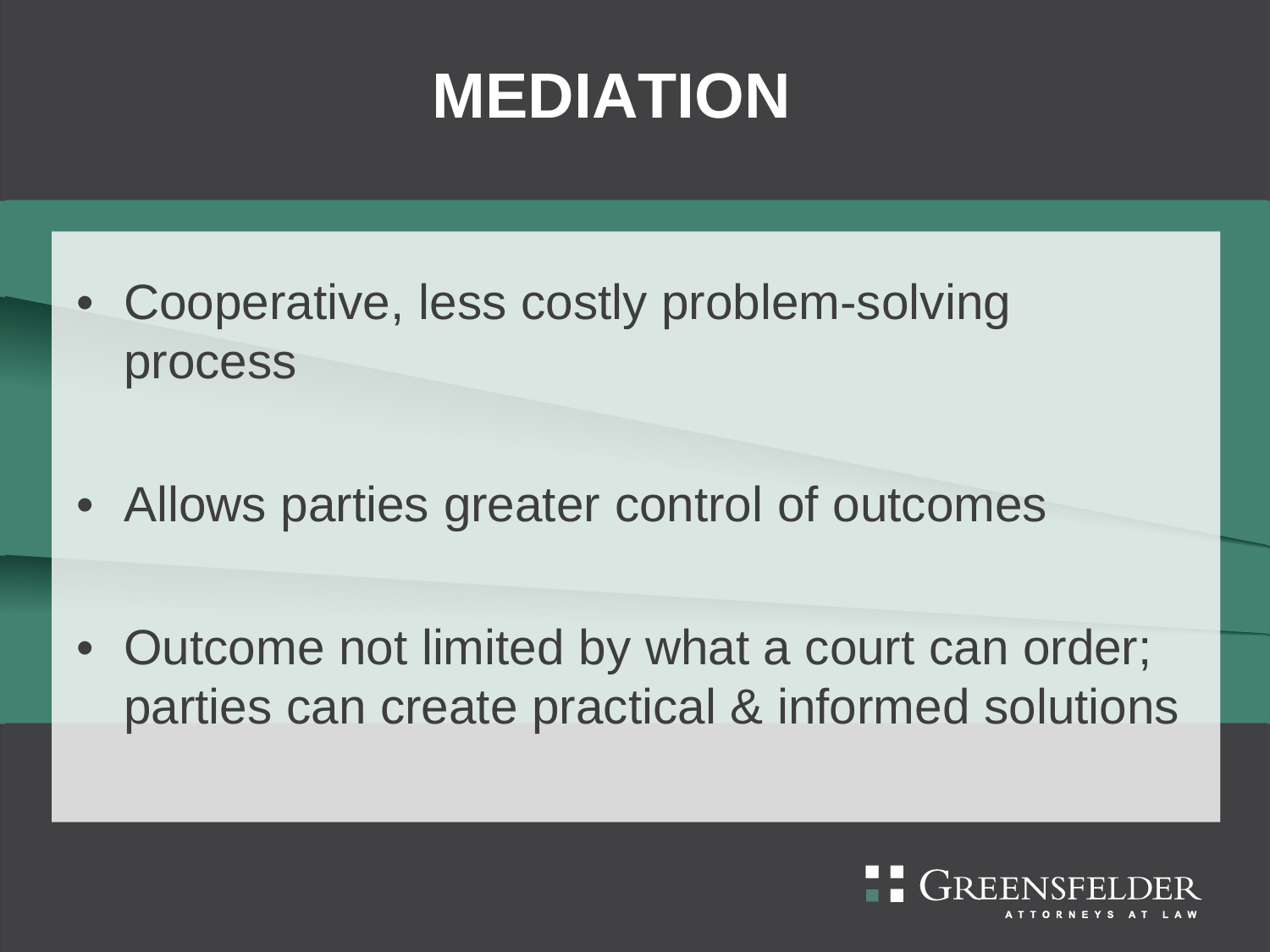# MEDIATION

- Cooperative, less costly problem-solving process
- Allows parties greater control of outcomes
- Outcome not limited by what a court can order; parties can create practical & informed solutions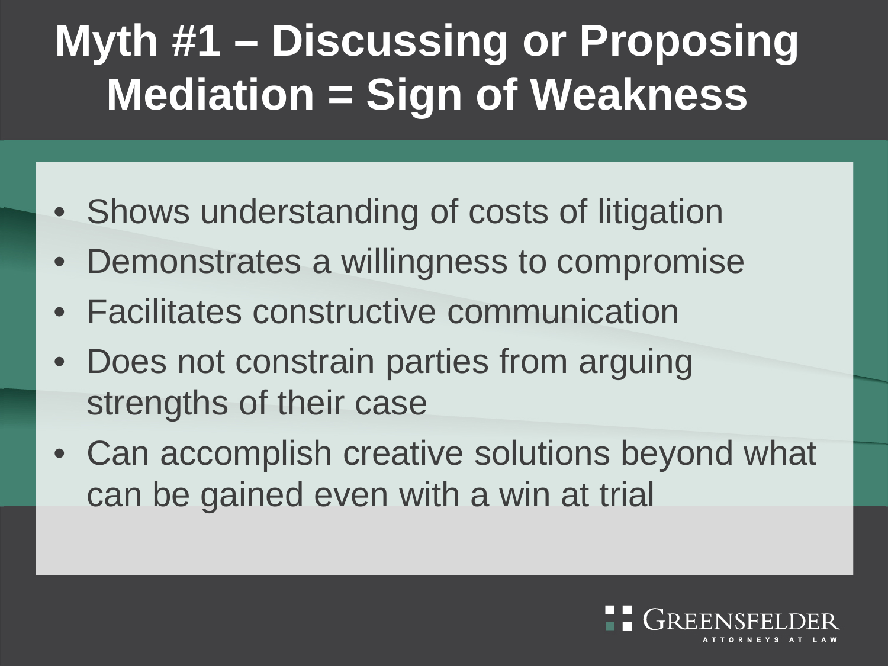# Myth #1 – Discussing or Proposing Mediation = Sign of Weakness

- Shows understanding of costs of litigation
- Demonstrates a willingness to compromise
- Facilitates constructive communication
- Does not constrain parties from arguing strengths of their case
- Can accomplish creative solutions beyond what can be gained even with a win at trial

GREENSFELDER
ATTORNEYS AT LAW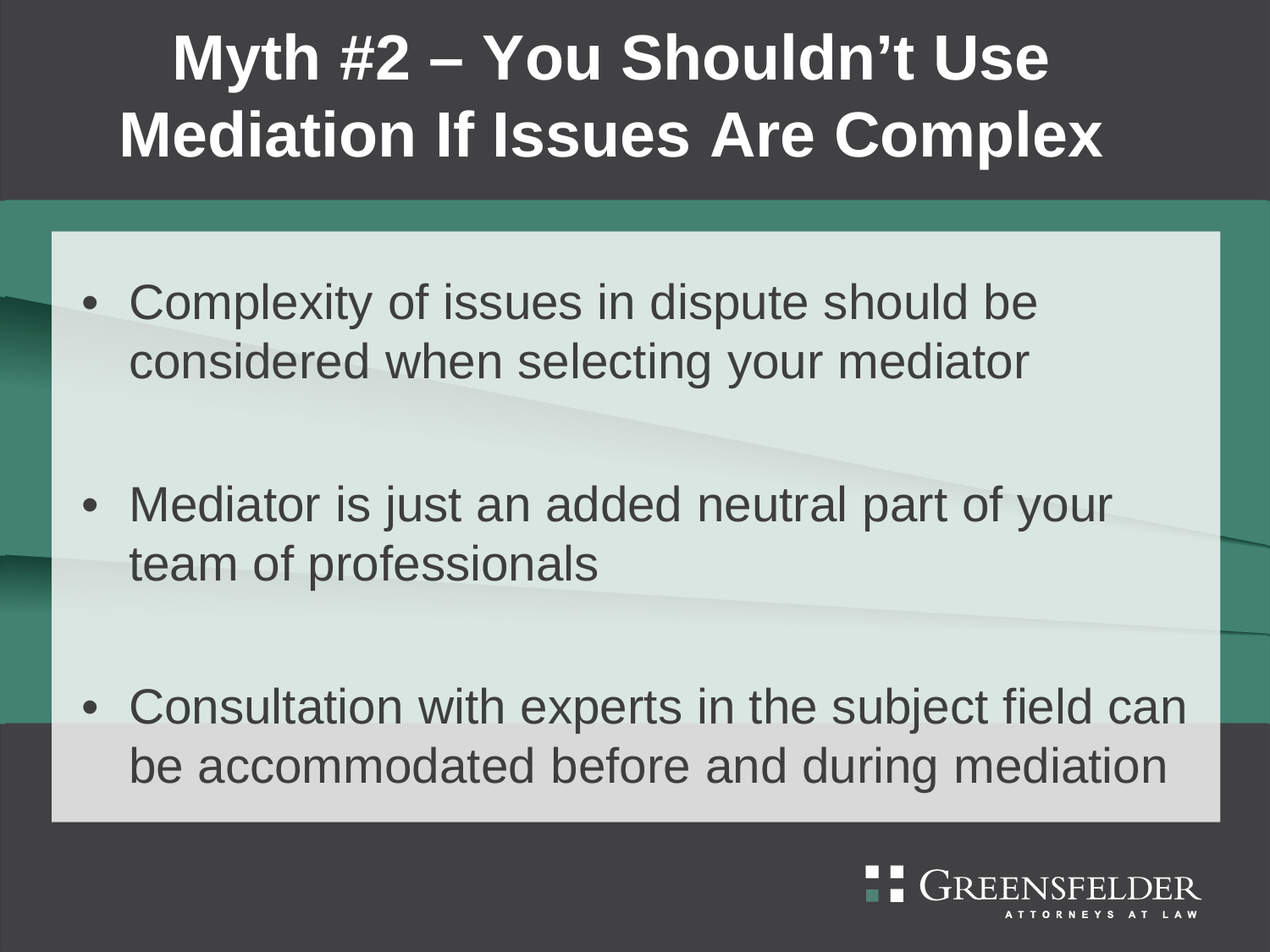# Myth #2 – You Shouldn't Use Mediation If Issues Are Complex

- Complexity of issues in dispute should be considered when selecting your mediator
- Mediator is just an added neutral part of your team of professionals
- Consultation with experts in the subject field can be accommodated before and during mediation

GREENSFELDER ATTORNEYS AT LAW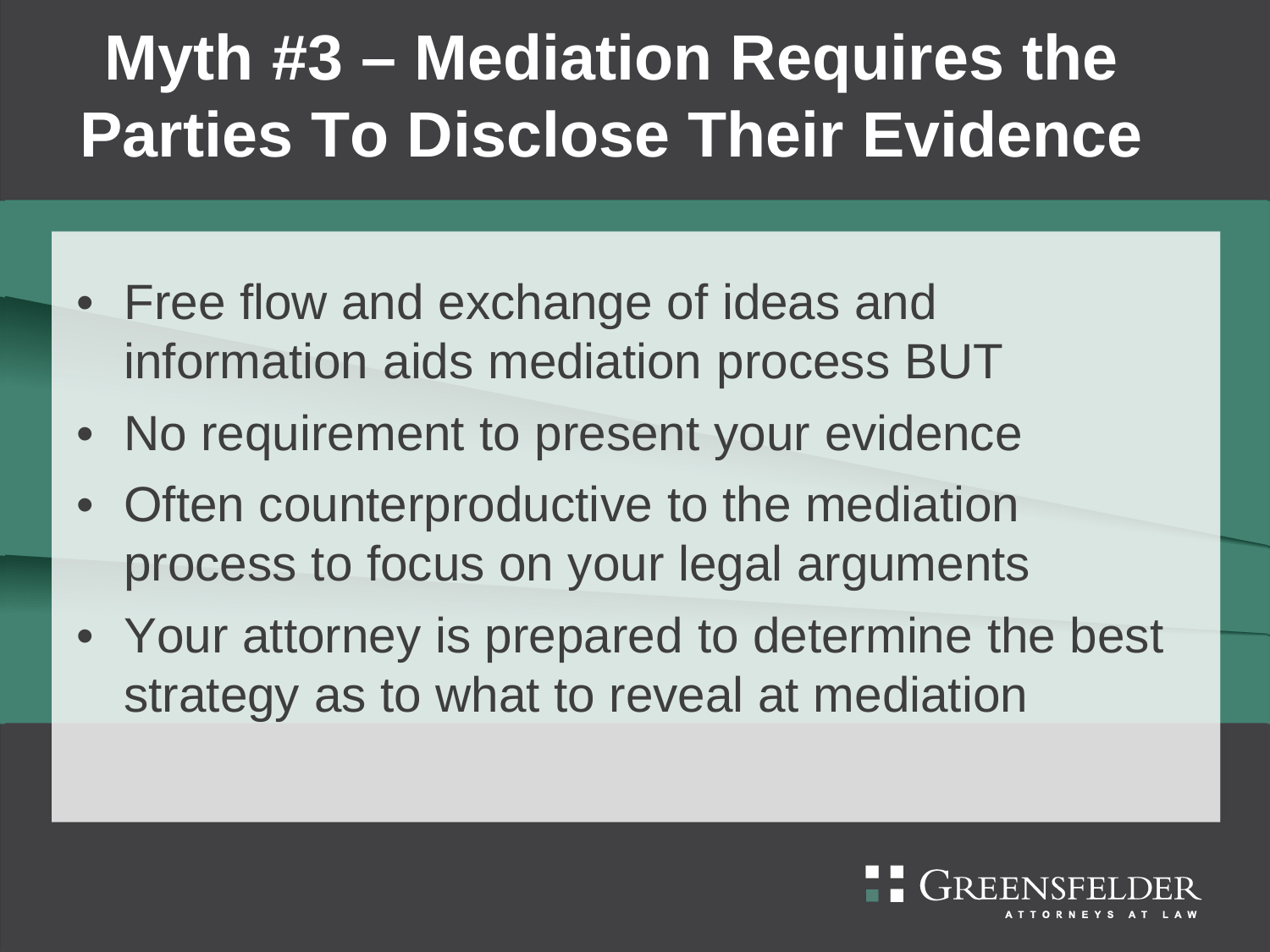# Myth #3 – Mediation Requires the Parties To Disclose Their Evidence

- Free flow and exchange of ideas and information aids mediation process BUT
- No requirement to present your evidence
- Often counterproductive to the mediation process to focus on your legal arguments
- Your attorney is prepared to determine the best strategy as to what to reveal at mediation

GREENSFELDER
ATTORNEYS AT LAW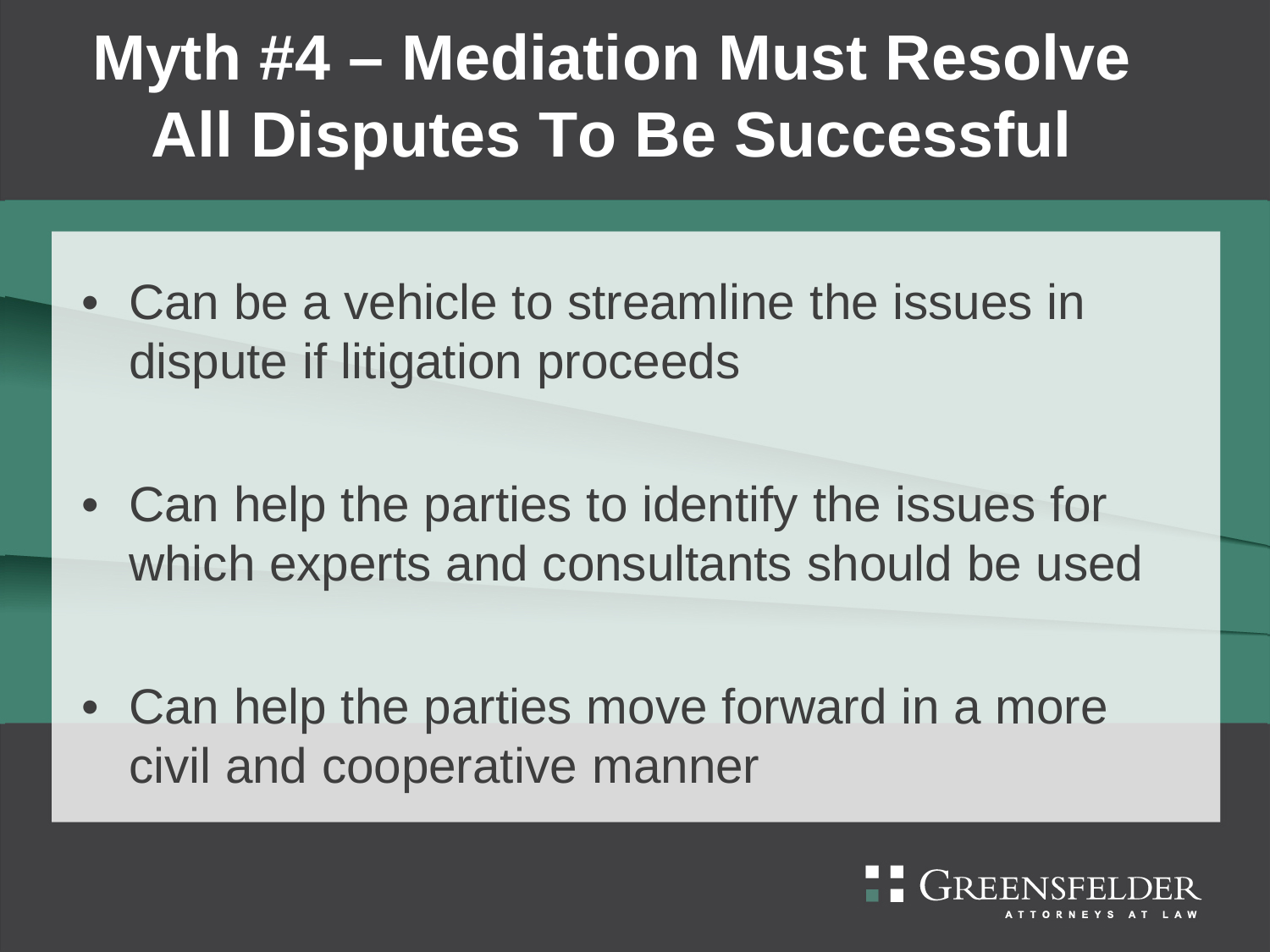# Myth #4 – Mediation Must Resolve All Disputes To Be Successful

- Can be a vehicle to streamline the issues in dispute if litigation proceeds
- Can help the parties to identify the issues for which experts and consultants should be used
- Can help the parties move forward in a more civil and cooperative manner

GREENSFELDER
ATTORNEYS AT LAW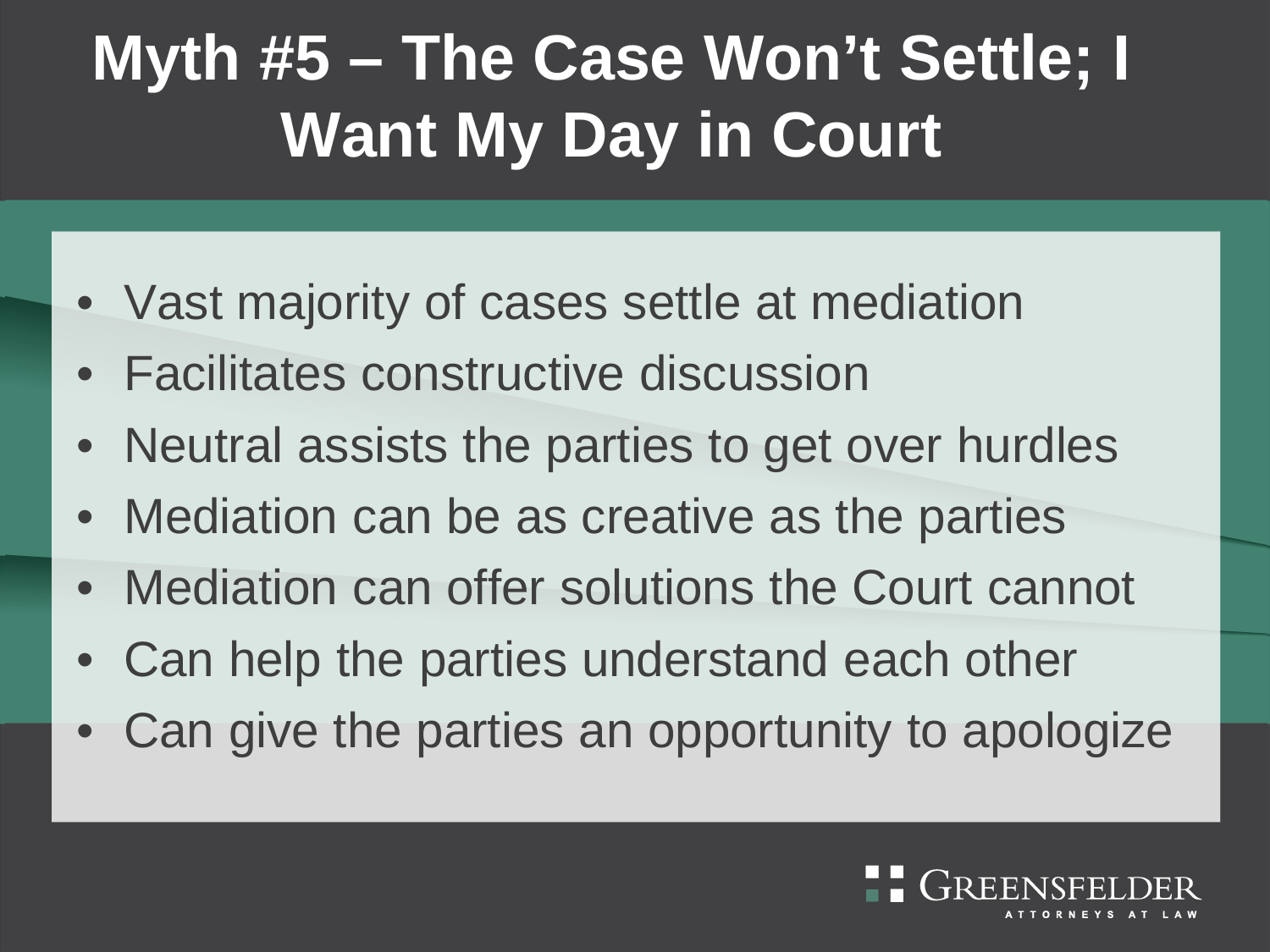# Myth #5 – The Case Won't Settle; I Want My Day in Court

- Vast majority of cases settle at mediation
- Facilitates constructive discussion
- Neutral assists the parties to get over hurdles
- Mediation can be as creative as the parties
- Mediation can offer solutions the Court cannot
- Can help the parties understand each other
- Can give the parties an opportunity to apologize

GREENSFELDER
ATTORNEYS AT LAW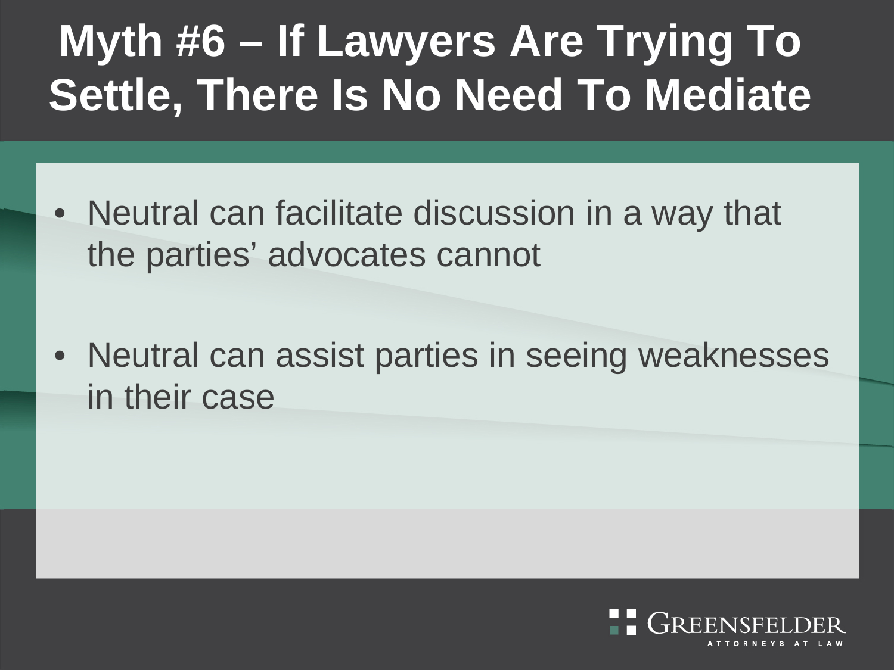# Myth #6 – If Lawyers Are Trying To Settle, There Is No Need To Mediate

- Neutral can facilitate discussion in a way that the parties' advocates cannot
- Neutral can assist parties in seeing weaknesses in their case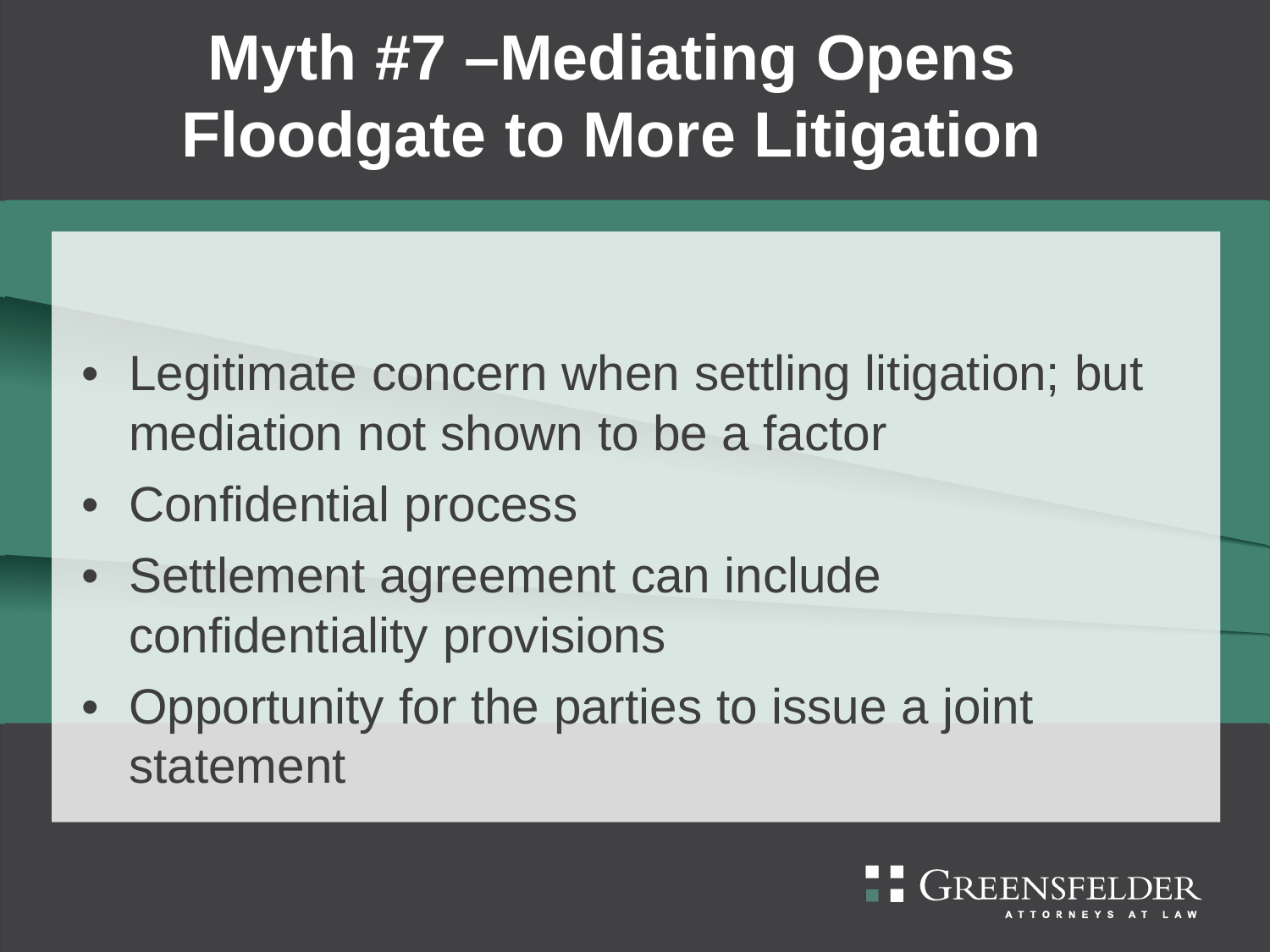# Myth #7 –Mediating Opens Floodgate to More Litigation

- Legitimate concern when settling litigation; but mediation not shown to be a factor
- Confidential process
- Settlement agreement can include confidentiality provisions
- Opportunity for the parties to issue a joint statement

GREENSFELDER ATTORNEYS AT LAW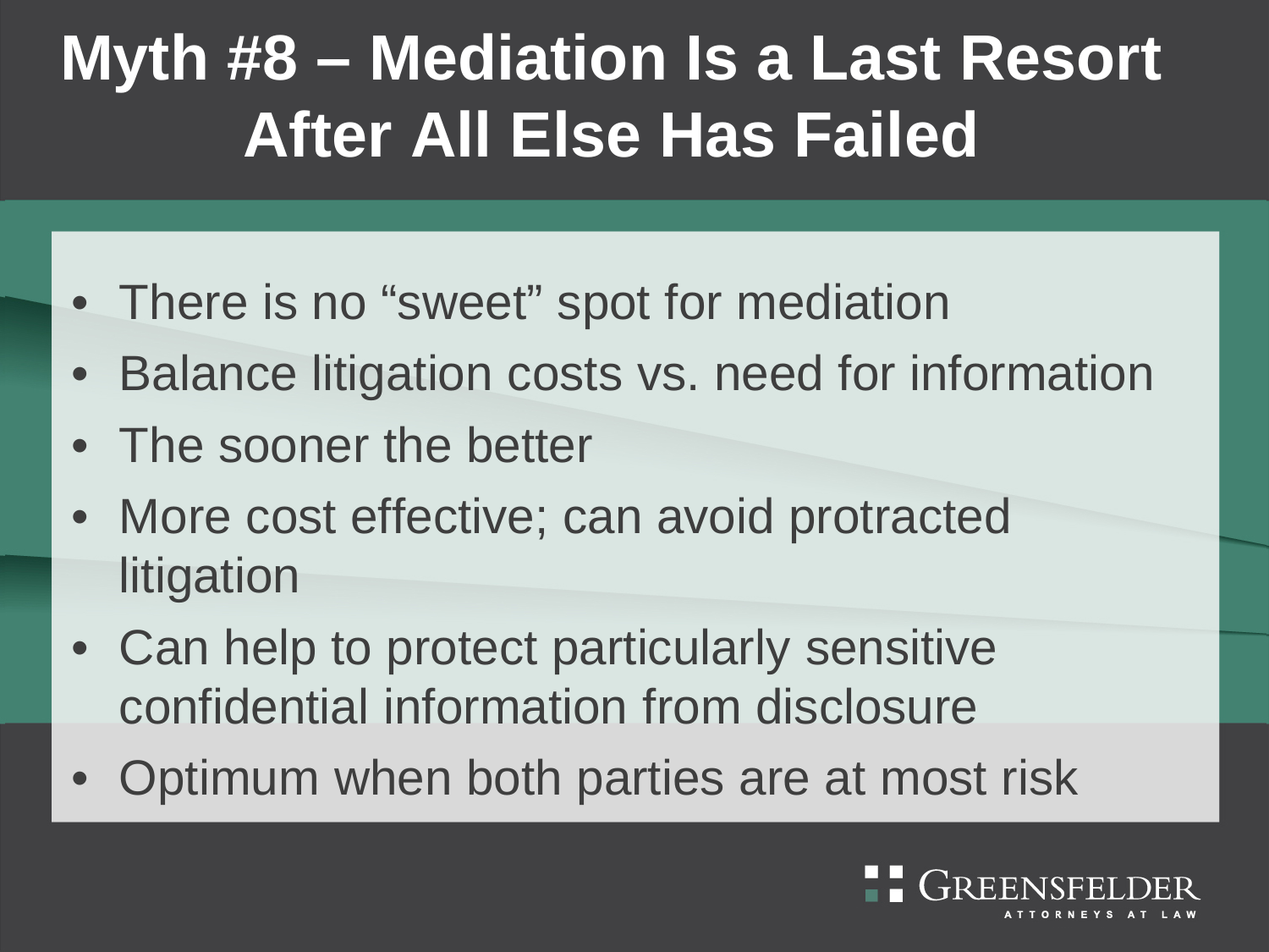# Myth #8 – Mediation Is a Last Resort After All Else Has Failed

- There is no "sweet" spot for mediation
- Balance litigation costs vs. need for information
- The sooner the better
- More cost effective; can avoid protracted litigation
- Can help to protect particularly sensitive confidential information from disclosure
- Optimum when both parties are at most risk

GREENSFELDER
ATTORNEYS AT LAW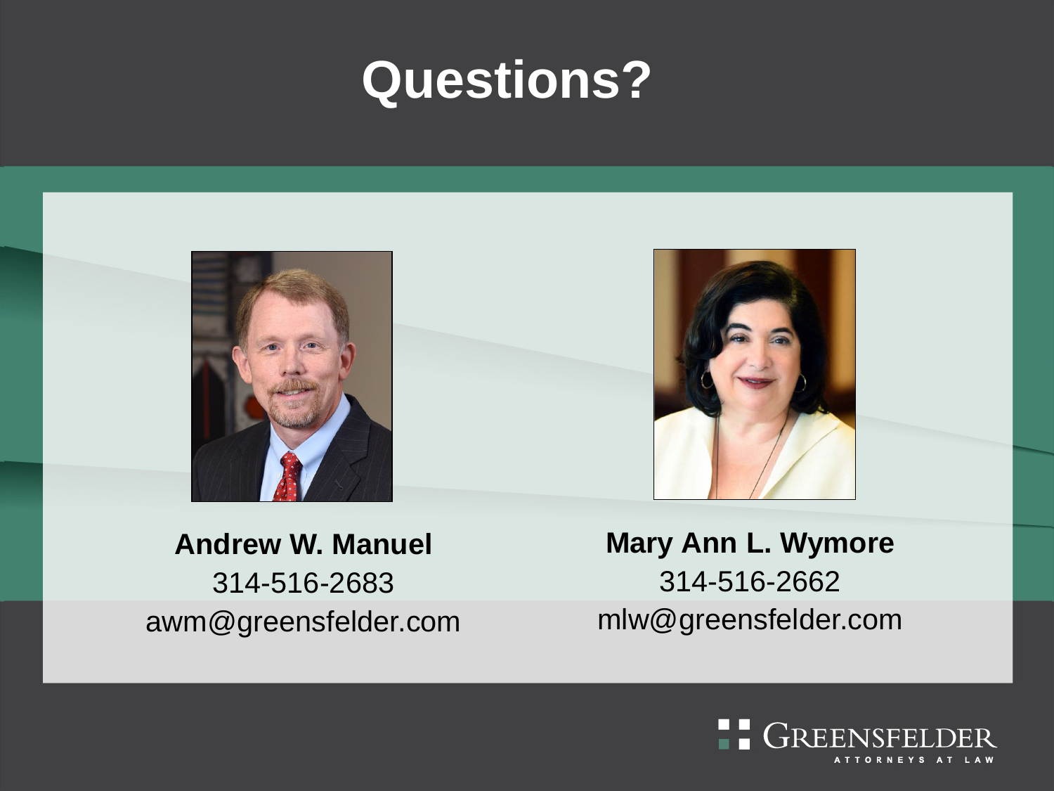# Questions?

**Andrew W. Manuel**
314-516-2683
awm@greensfelder.com

**Mary Ann L. Wymore**
314-516-2662
mlw@greensfelder.com

GREENSFELDER
ATTORNEYS AT LAW